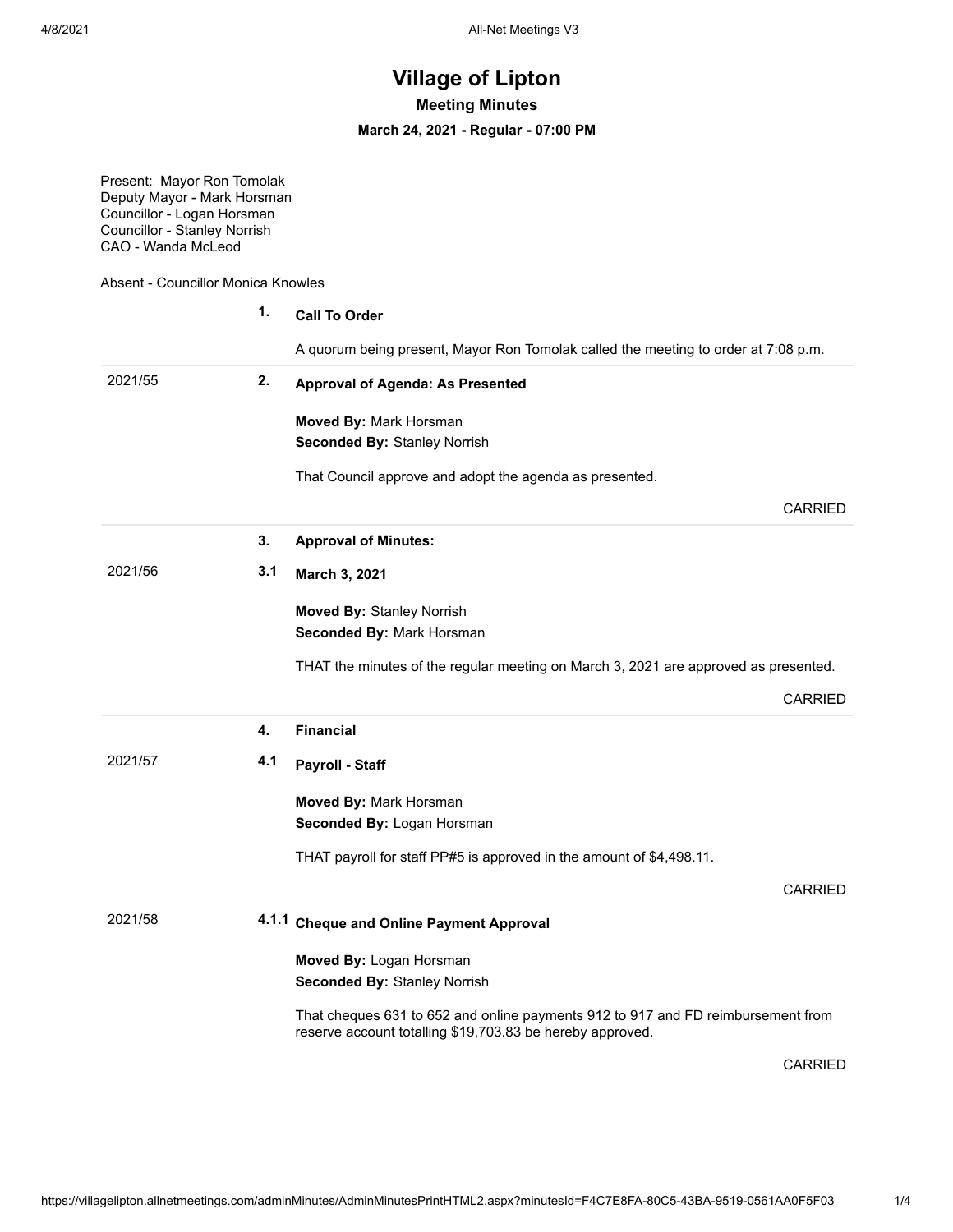# Village of Lipton

## Meeting Minutes

### March 24, 2021 - Regular - 07:00 PM

Present: Mayor Ron Tomolak
Deputy Mayor - Mark Horsman
Councillor - Logan Horsman
Councillor - Stanley Norrish
CAO - Wanda McLeod

Absent - Councillor Monica Knowles

**1. Call To Order**

A quorum being present, Mayor Ron Tomolak called the meeting to order at 7:08 p.m.

---

2021/55 **2. Approval of Agenda: As Presented**

**Moved By:** Mark Horsman
**Seconded By:** Stanley Norrish

That Council approve and adopt the agenda as presented.

CARRIED

---

**3. Approval of Minutes:**

2021/56 **3.1 March 3, 2021**

**Moved By:** Stanley Norrish
**Seconded By:** Mark Horsman

THAT the minutes of the regular meeting on March 3, 2021 are approved as presented.

CARRIED

---

**4. Financial**

2021/57 **4.1 Payroll - Staff**

**Moved By:** Mark Horsman
**Seconded By:** Logan Horsman

THAT payroll for staff PP#5 is approved in the amount of $4,498.11.

CARRIED

2021/58 **4.1.1 Cheque and Online Payment Approval**

**Moved By:** Logan Horsman
**Seconded By:** Stanley Norrish

That cheques 631 to 652 and online payments 912 to 917 and FD reimbursement from reserve account totalling $19,703.83 be hereby approved.

CARRIED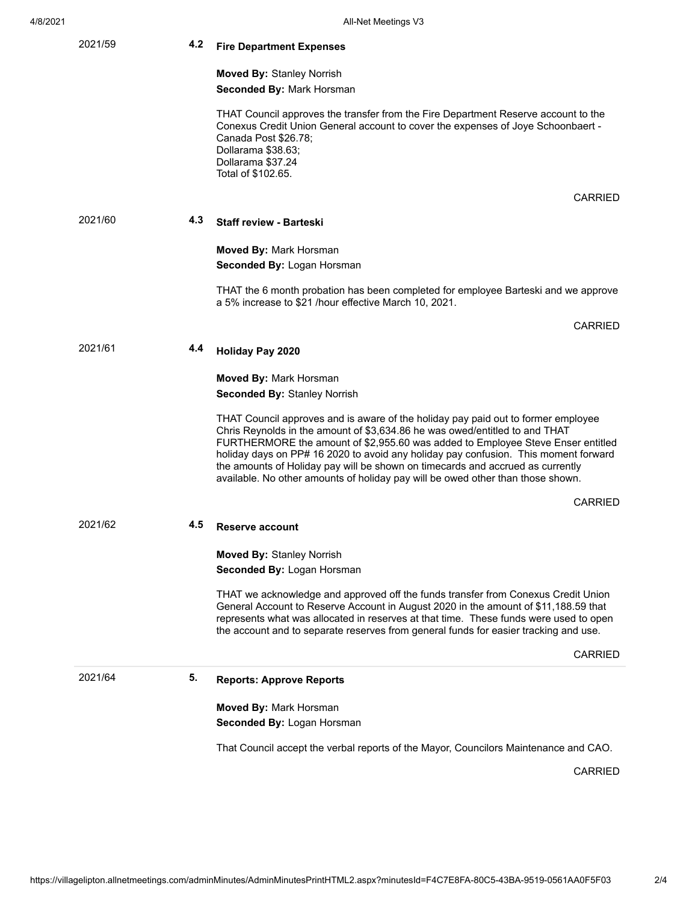2021/59 **4.2 Fire Department Expenses**

**Moved By:** Stanley Norrish
**Seconded By:** Mark Horsman

THAT Council approves the transfer from the Fire Department Reserve account to the Conexus Credit Union General account to cover the expenses of Joye Schoonbaert - Canada Post $26.78;
Dollarama $38.63;
Dollarama $37.24
Total of $102.65.

CARRIED

2021/60 **4.3 Staff review - Barteski**

**Moved By:** Mark Horsman
**Seconded By:** Logan Horsman

THAT the 6 month probation has been completed for employee Barteski and we approve a 5% increase to $21 /hour effective March 10, 2021.

CARRIED

2021/61 **4.4 Holiday Pay 2020**

**Moved By:** Mark Horsman
**Seconded By:** Stanley Norrish

THAT Council approves and is aware of the holiday pay paid out to former employee Chris Reynolds in the amount of $3,634.86 he was owed/entitled to and THAT FURTHERMORE the amount of $2,955.60 was added to Employee Steve Enser entitled holiday days on PP# 16 2020 to avoid any holiday pay confusion. This moment forward the amounts of Holiday pay will be shown on timecards and accrued as currently available. No other amounts of holiday pay will be owed other than those shown.

CARRIED

2021/62 **4.5 Reserve account**

**Moved By:** Stanley Norrish
**Seconded By:** Logan Horsman

THAT we acknowledge and approved off the funds transfer from Conexus Credit Union General Account to Reserve Account in August 2020 in the amount of $11,188.59 that represents what was allocated in reserves at that time. These funds were used to open the account and to separate reserves from general funds for easier tracking and use.

CARRIED

2021/64 **5. Reports: Approve Reports**

**Moved By:** Mark Horsman
**Seconded By:** Logan Horsman

That Council accept the verbal reports of the Mayor, Councilors Maintenance and CAO.

CARRIED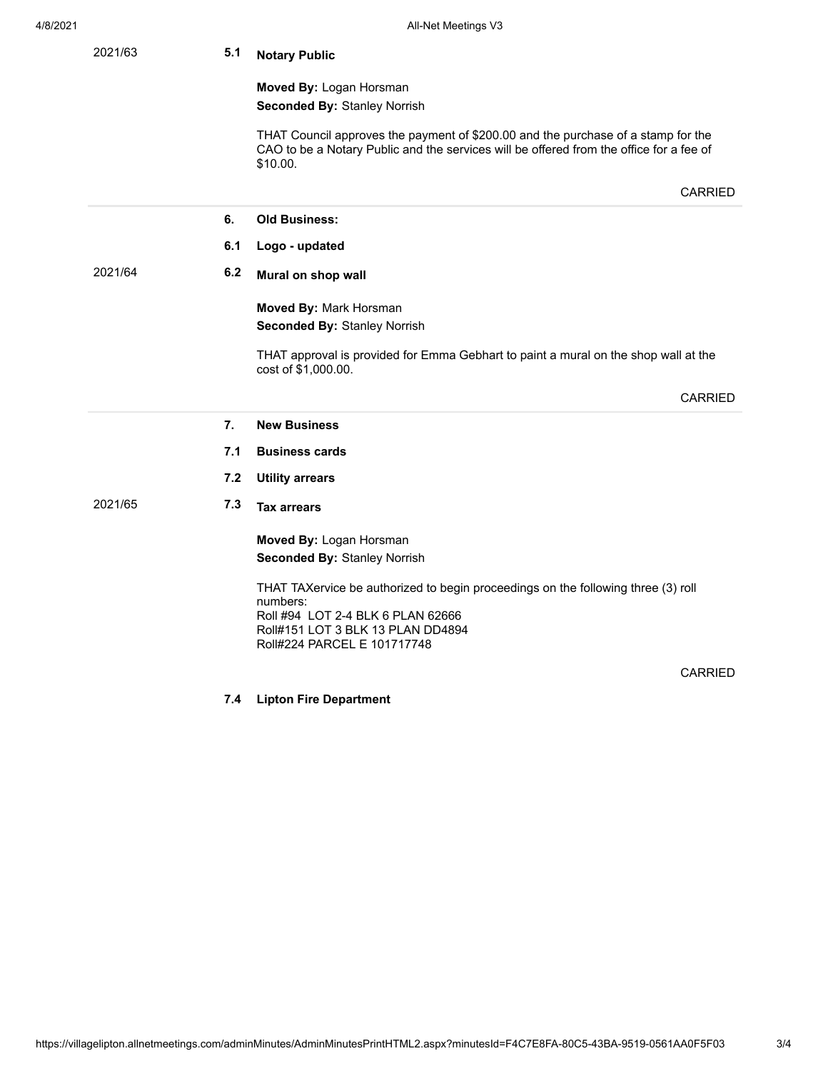2021/63 **5.1 Notary Public**

**Moved By:** Logan Horsman
**Seconded By:** Stanley Norrish

THAT Council approves the payment of $200.00 and the purchase of a stamp for the CAO to be a Notary Public and the services will be offered from the office for a fee of $10.00.

CARRIED

---

**6. Old Business:**

**6.1 Logo - updated**

2021/64 **6.2 Mural on shop wall**

**Moved By:** Mark Horsman
**Seconded By:** Stanley Norrish

THAT approval is provided for Emma Gebhart to paint a mural on the shop wall at the cost of $1,000.00.

CARRIED

---

**7. New Business**

**7.1 Business cards**

**7.2 Utility arrears**

2021/65 **7.3 Tax arrears**

**Moved By:** Logan Horsman
**Seconded By:** Stanley Norrish

THAT TAXervice be authorized to begin proceedings on the following three (3) roll numbers:
Roll #94 LOT 2-4 BLK 6 PLAN 62666
Roll#151 LOT 3 BLK 13 PLAN DD4894
Roll#224 PARCEL E 101717748

CARRIED

**7.4 Lipton Fire Department**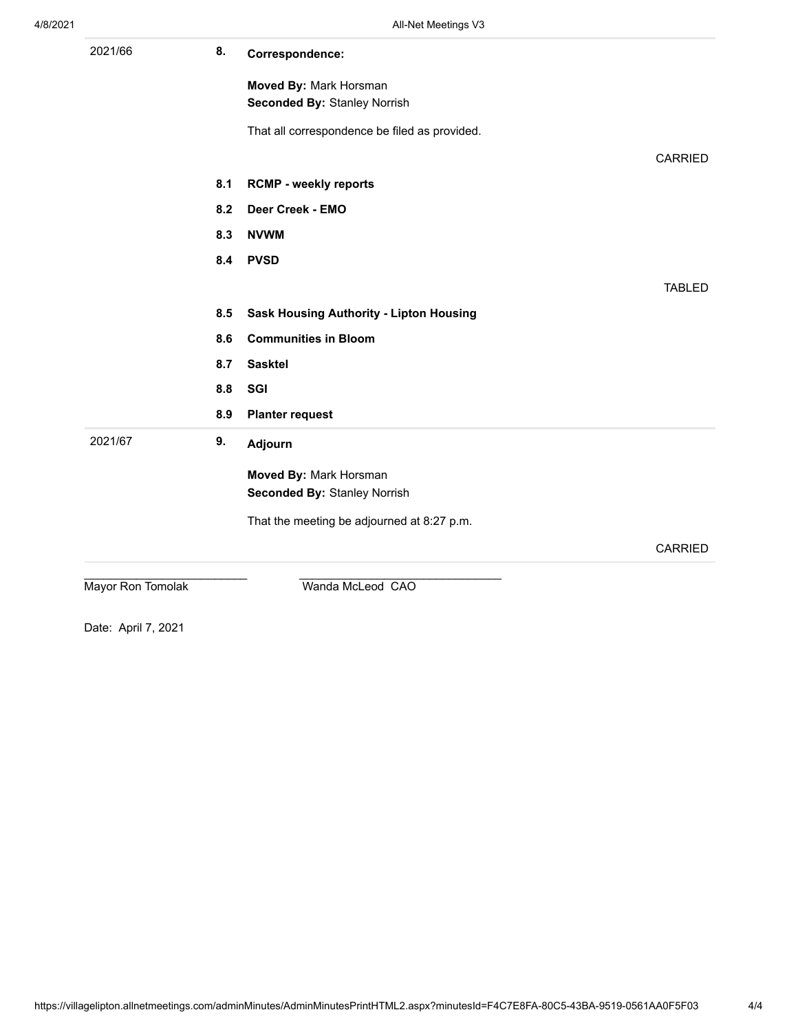| | | | |
|---|---|---|---|
| 2021/66 | **8.** | **Correspondence:**<br><br>**Moved By:** Mark Horsman<br>**Seconded By:** Stanley Norrish<br><br>That all correspondence be filed as provided. | |
| | | | CARRIED |
| | **8.1** | **RCMP - weekly reports** | |
| | **8.2** | **Deer Creek - EMO** | |
| | **8.3** | **NVWM** | |
| | **8.4** | **PVSD** | |
| | | | TABLED |
| | **8.5** | **Sask Housing Authority - Lipton Housing** | |
| | **8.6** | **Communities in Bloom** | |
| | **8.7** | **Sasktel** | |
| | **8.8** | **SGI** | |
| | **8.9** | **Planter request** | |
| 2021/67 | **9.** | **Adjourn**<br><br>**Moved By:** Mark Horsman<br>**Seconded By:** Stanley Norrish<br><br>That the meeting be adjourned at 8:27 p.m. | |
| | | | CARRIED |

_________________________ _______________________________

Mayor Ron Tomolak Wanda McLeod CAO

Date: April 7, 2021